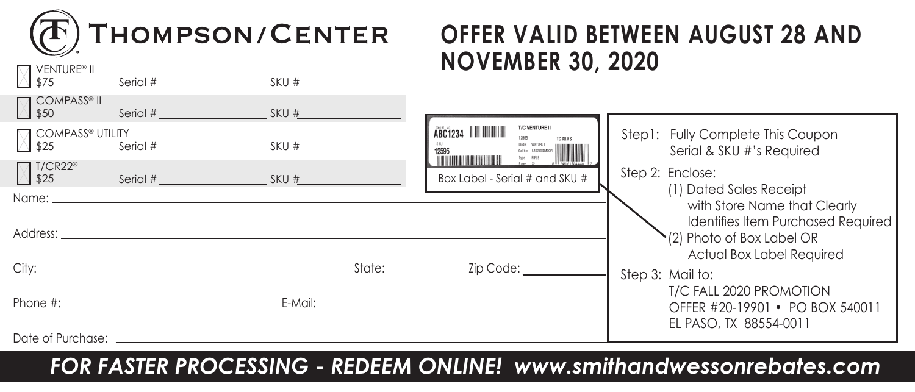# THOMPSON/CENTER

## OFFER VALID BETWEEN AUGUST 28 AND NOVEMBER 30, 2020

| Product | Rebate | Serial # | SKU # |
|---|---|---|---|
| ☐ VENTURE® II | $75 | Serial # ____________ | SKU # ____________ |
| ☐ COMPASS® II | $50 | Serial # ____________ | SKU # ____________ |
| ☐ COMPASS® UTILITY | $25 | Serial # ____________ | SKU # ____________ |
| ☐ T/CR22® | $25 | Serial # ____________ | SKU # ____________ |

Serial No. ABC1234 — SKU 12595 — T/C VENTURE II — TC ARMS

Box Label - Serial # and SKU #

Name: ______________________________________________

Address: ______________________________________________

City: ______________________ State: __________ Zip Code: __________

Phone #: ______________________ E-Mail: ______________________

Date of Purchase: ______________________________________________

Step1: Fully Complete This Coupon Serial & SKU #'s Required

Step 2: Enclose:
(1) Dated Sales Receipt with Store Name that Clearly Identifies Item Purchased Required
(2) Photo of Box Label OR Actual Box Label Required

Step 3: Mail to:
T/C FALL 2020 PROMOTION
OFFER #20-19901 • PO BOX 540011
EL PASO, TX 88554-0011

***FOR FASTER PROCESSING - REDEEM ONLINE! www.smithandwessonrebates.com***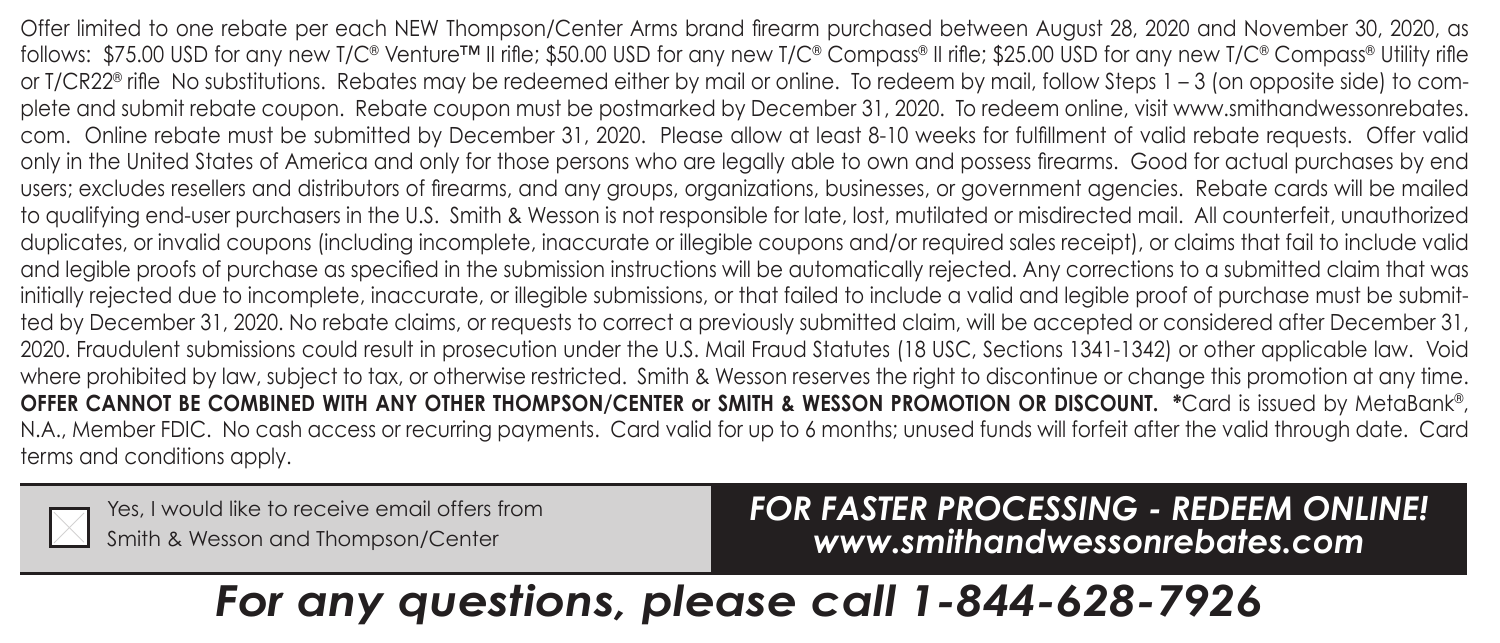Offer limited to one rebate per each NEW Thompson/Center Arms brand firearm purchased between August 28, 2020 and November 30, 2020, as follows: $75.00 USD for any new T/C® Venture™ II rifle; $50.00 USD for any new T/C® Compass® II rifle; $25.00 USD for any new T/C® Compass® Utility rifle or T/CR22® rifle No substitutions. Rebates may be redeemed either by mail or online. To redeem by mail, follow Steps 1 – 3 (on opposite side) to complete and submit rebate coupon. Rebate coupon must be postmarked by December 31, 2020. To redeem online, visit www.smithandwessonrebates.com. Online rebate must be submitted by December 31, 2020. Please allow at least 8-10 weeks for fulfillment of valid rebate requests. Offer valid only in the United States of America and only for those persons who are legally able to own and possess firearms. Good for actual purchases by end users; excludes resellers and distributors of firearms, and any groups, organizations, businesses, or government agencies. Rebate cards will be mailed to qualifying end-user purchasers in the U.S. Smith & Wesson is not responsible for late, lost, mutilated or misdirected mail. All counterfeit, unauthorized duplicates, or invalid coupons (including incomplete, inaccurate or illegible coupons and/or required sales receipt), or claims that fail to include valid and legible proofs of purchase as specified in the submission instructions will be automatically rejected. Any corrections to a submitted claim that was initially rejected due to incomplete, inaccurate, or illegible submissions, or that failed to include a valid and legible proof of purchase must be submitted by December 31, 2020. No rebate claims, or requests to correct a previously submitted claim, will be accepted or considered after December 31, 2020. Fraudulent submissions could result in prosecution under the U.S. Mail Fraud Statutes (18 USC, Sections 1341-1342) or other applicable law. Void where prohibited by law, subject to tax, or otherwise restricted. Smith & Wesson reserves the right to discontinue or change this promotion at any time. **OFFER CANNOT BE COMBINED WITH ANY OTHER THOMPSON/CENTER or SMITH & WESSON PROMOTION OR DISCOUNT.** *Card is issued by MetaBank®, N.A., Member FDIC. No cash access or recurring payments. Card valid for up to 6 months; unused funds will forfeit after the valid through date. Card terms and conditions apply.

☐ Yes, I would like to receive email offers from Smith & Wesson and Thompson/Center

***FOR FASTER PROCESSING - REDEEM ONLINE!***
***www.smithandwessonrebates.com***

## *For any questions, please call 1-844-628-7926*